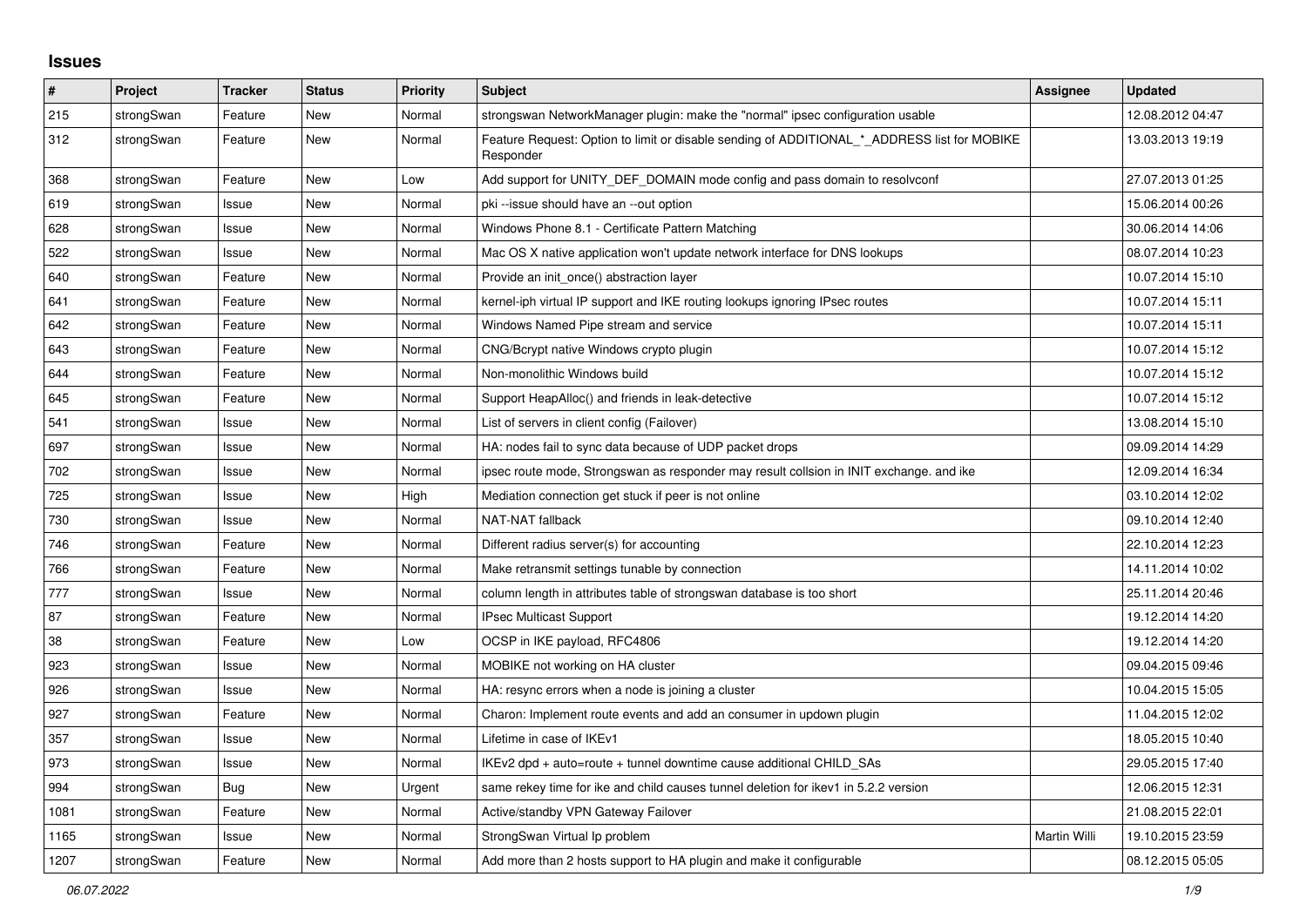## Issues

| # | Project | Tracker | Status | Priority | Subject | Assignee | Updated |
|---|---|---|---|---|---|---|---|
| 215 | strongSwan | Feature | New | Normal | strongswan NetworkManager plugin: make the "normal" ipsec configuration usable | | 12.08.2012 04:47 |
| 312 | strongSwan | Feature | New | Normal | Feature Request: Option to limit or disable sending of ADDITIONAL_*_ADDRESS list for MOBIKE Responder | | 13.03.2013 19:19 |
| 368 | strongSwan | Feature | New | Low | Add support for UNITY_DEF_DOMAIN mode config and pass domain to resolvconf | | 27.07.2013 01:25 |
| 619 | strongSwan | Issue | New | Normal | pki --issue should have an --out option | | 15.06.2014 00:26 |
| 628 | strongSwan | Issue | New | Normal | Windows Phone 8.1 - Certificate Pattern Matching | | 30.06.2014 14:06 |
| 522 | strongSwan | Issue | New | Normal | Mac OS X native application won't update network interface for DNS lookups | | 08.07.2014 10:23 |
| 640 | strongSwan | Feature | New | Normal | Provide an init_once() abstraction layer | | 10.07.2014 15:10 |
| 641 | strongSwan | Feature | New | Normal | kernel-iph virtual IP support and IKE routing lookups ignoring IPsec routes | | 10.07.2014 15:11 |
| 642 | strongSwan | Feature | New | Normal | Windows Named Pipe stream and service | | 10.07.2014 15:11 |
| 643 | strongSwan | Feature | New | Normal | CNG/Bcrypt native Windows crypto plugin | | 10.07.2014 15:12 |
| 644 | strongSwan | Feature | New | Normal | Non-monolithic Windows build | | 10.07.2014 15:12 |
| 645 | strongSwan | Feature | New | Normal | Support HeapAlloc() and friends in leak-detective | | 10.07.2014 15:12 |
| 541 | strongSwan | Issue | New | Normal | List of servers in client config (Failover) | | 13.08.2014 15:10 |
| 697 | strongSwan | Issue | New | Normal | HA: nodes fail to sync data because of UDP packet drops | | 09.09.2014 14:29 |
| 702 | strongSwan | Issue | New | Normal | ipsec route mode, Strongswan as responder may result collsion in INIT exchange. and ike | | 12.09.2014 16:34 |
| 725 | strongSwan | Issue | New | High | Mediation connection get stuck if peer is not online | | 03.10.2014 12:02 |
| 730 | strongSwan | Issue | New | Normal | NAT-NAT fallback | | 09.10.2014 12:40 |
| 746 | strongSwan | Feature | New | Normal | Different radius server(s) for accounting | | 22.10.2014 12:23 |
| 766 | strongSwan | Feature | New | Normal | Make retransmit settings tunable by connection | | 14.11.2014 10:02 |
| 777 | strongSwan | Issue | New | Normal | column length in attributes table of strongswan database is too short | | 25.11.2014 20:46 |
| 87 | strongSwan | Feature | New | Normal | IPsec Multicast Support | | 19.12.2014 14:20 |
| 38 | strongSwan | Feature | New | Low | OCSP in IKE payload, RFC4806 | | 19.12.2014 14:20 |
| 923 | strongSwan | Issue | New | Normal | MOBIKE not working on HA cluster | | 09.04.2015 09:46 |
| 926 | strongSwan | Issue | New | Normal | HA: resync errors when a node is joining a cluster | | 10.04.2015 15:05 |
| 927 | strongSwan | Feature | New | Normal | Charon: Implement route events and add an consumer in updown plugin | | 11.04.2015 12:02 |
| 357 | strongSwan | Issue | New | Normal | Lifetime in case of IKEv1 | | 18.05.2015 10:40 |
| 973 | strongSwan | Issue | New | Normal | IKEv2 dpd + auto=route + tunnel downtime cause additional CHILD_SAs | | 29.05.2015 17:40 |
| 994 | strongSwan | Bug | New | Urgent | same rekey time for ike and child causes tunnel deletion for ikev1 in 5.2.2 version | | 12.06.2015 12:31 |
| 1081 | strongSwan | Feature | New | Normal | Active/standby VPN Gateway Failover | | 21.08.2015 22:01 |
| 1165 | strongSwan | Issue | New | Normal | StrongSwan Virtual Ip problem | Martin Willi | 19.10.2015 23:59 |
| 1207 | strongSwan | Feature | New | Normal | Add more than 2 hosts support to HA plugin and make it configurable | | 08.12.2015 05:05 |

*06.07.2022*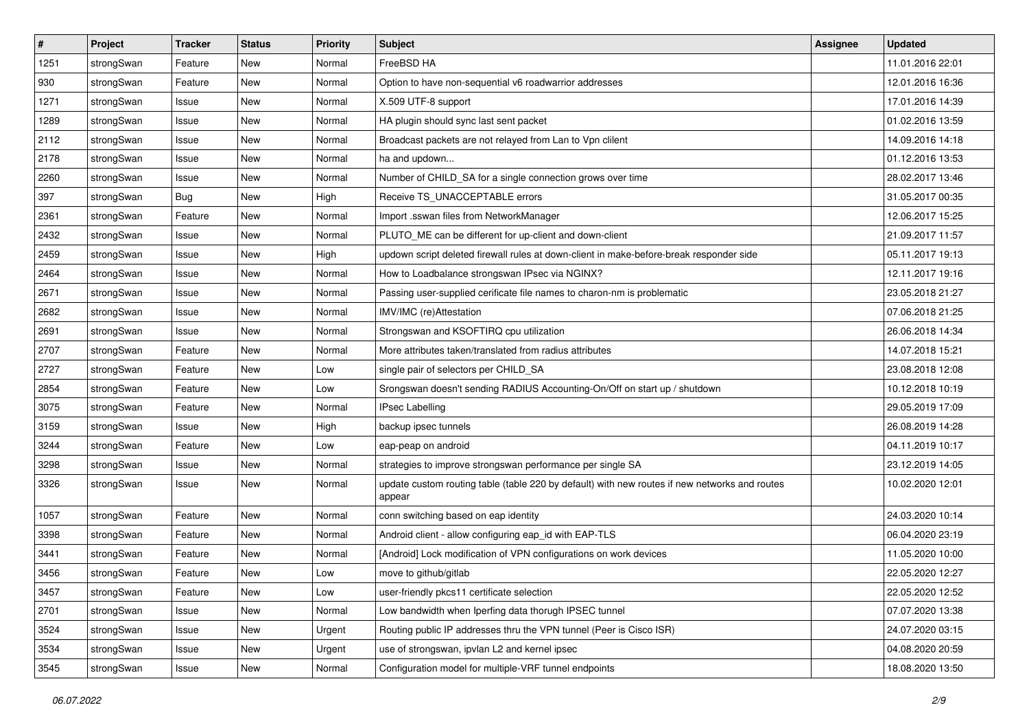| # | Project | Tracker | Status | Priority | Subject | Assignee | Updated |
|---|---|---|---|---|---|---|---|
| 1251 | strongSwan | Feature | New | Normal | FreeBSD HA | | 11.01.2016 22:01 |
| 930 | strongSwan | Feature | New | Normal | Option to have non-sequential v6 roadwarrior addresses | | 12.01.2016 16:36 |
| 1271 | strongSwan | Issue | New | Normal | X.509 UTF-8 support | | 17.01.2016 14:39 |
| 1289 | strongSwan | Issue | New | Normal | HA plugin should sync last sent packet | | 01.02.2016 13:59 |
| 2112 | strongSwan | Issue | New | Normal | Broadcast packets are not relayed from Lan to Vpn clilent | | 14.09.2016 14:18 |
| 2178 | strongSwan | Issue | New | Normal | ha and updown... | | 01.12.2016 13:53 |
| 2260 | strongSwan | Issue | New | Normal | Number of CHILD_SA for a single connection grows over time | | 28.02.2017 13:46 |
| 397 | strongSwan | Bug | New | High | Receive TS_UNACCEPTABLE errors | | 31.05.2017 00:35 |
| 2361 | strongSwan | Feature | New | Normal | Import .sswan files from NetworkManager | | 12.06.2017 15:25 |
| 2432 | strongSwan | Issue | New | Normal | PLUTO_ME can be different for up-client and down-client | | 21.09.2017 11:57 |
| 2459 | strongSwan | Issue | New | High | updown script deleted firewall rules at down-client in make-before-break responder side | | 05.11.2017 19:13 |
| 2464 | strongSwan | Issue | New | Normal | How to Loadbalance strongswan IPsec via NGINX? | | 12.11.2017 19:16 |
| 2671 | strongSwan | Issue | New | Normal | Passing user-supplied cerificate file names to charon-nm is problematic | | 23.05.2018 21:27 |
| 2682 | strongSwan | Issue | New | Normal | IMV/IMC (re)Attestation | | 07.06.2018 21:25 |
| 2691 | strongSwan | Issue | New | Normal | Strongswan and KSOFTIRQ cpu utilization | | 26.06.2018 14:34 |
| 2707 | strongSwan | Feature | New | Normal | More attributes taken/translated from radius attributes | | 14.07.2018 15:21 |
| 2727 | strongSwan | Feature | New | Low | single pair of selectors per CHILD_SA | | 23.08.2018 12:08 |
| 2854 | strongSwan | Feature | New | Low | Srongswan doesn't sending RADIUS Accounting-On/Off on start up / shutdown | | 10.12.2018 10:19 |
| 3075 | strongSwan | Feature | New | Normal | IPsec Labelling | | 29.05.2019 17:09 |
| 3159 | strongSwan | Issue | New | High | backup ipsec tunnels | | 26.08.2019 14:28 |
| 3244 | strongSwan | Feature | New | Low | eap-peap on android | | 04.11.2019 10:17 |
| 3298 | strongSwan | Issue | New | Normal | strategies to improve strongswan performance per single SA | | 23.12.2019 14:05 |
| 3326 | strongSwan | Issue | New | Normal | update custom routing table (table 220 by default) with new routes if new networks and routes appear | | 10.02.2020 12:01 |
| 1057 | strongSwan | Feature | New | Normal | conn switching based on eap identity | | 24.03.2020 10:14 |
| 3398 | strongSwan | Feature | New | Normal | Android client - allow configuring eap_id with EAP-TLS | | 06.04.2020 23:19 |
| 3441 | strongSwan | Feature | New | Normal | [Android] Lock modification of VPN configurations on work devices | | 11.05.2020 10:00 |
| 3456 | strongSwan | Feature | New | Low | move to github/gitlab | | 22.05.2020 12:27 |
| 3457 | strongSwan | Feature | New | Low | user-friendly pkcs11 certificate selection | | 22.05.2020 12:52 |
| 2701 | strongSwan | Issue | New | Normal | Low bandwidth when Iperfing data thorugh IPSEC tunnel | | 07.07.2020 13:38 |
| 3524 | strongSwan | Issue | New | Urgent | Routing public IP addresses thru the VPN tunnel (Peer is Cisco ISR) | | 24.07.2020 03:15 |
| 3534 | strongSwan | Issue | New | Urgent | use of strongswan, ipvlan L2 and kernel ipsec | | 04.08.2020 20:59 |
| 3545 | strongSwan | Issue | New | Normal | Configuration model for multiple-VRF tunnel endpoints | | 18.08.2020 13:50 |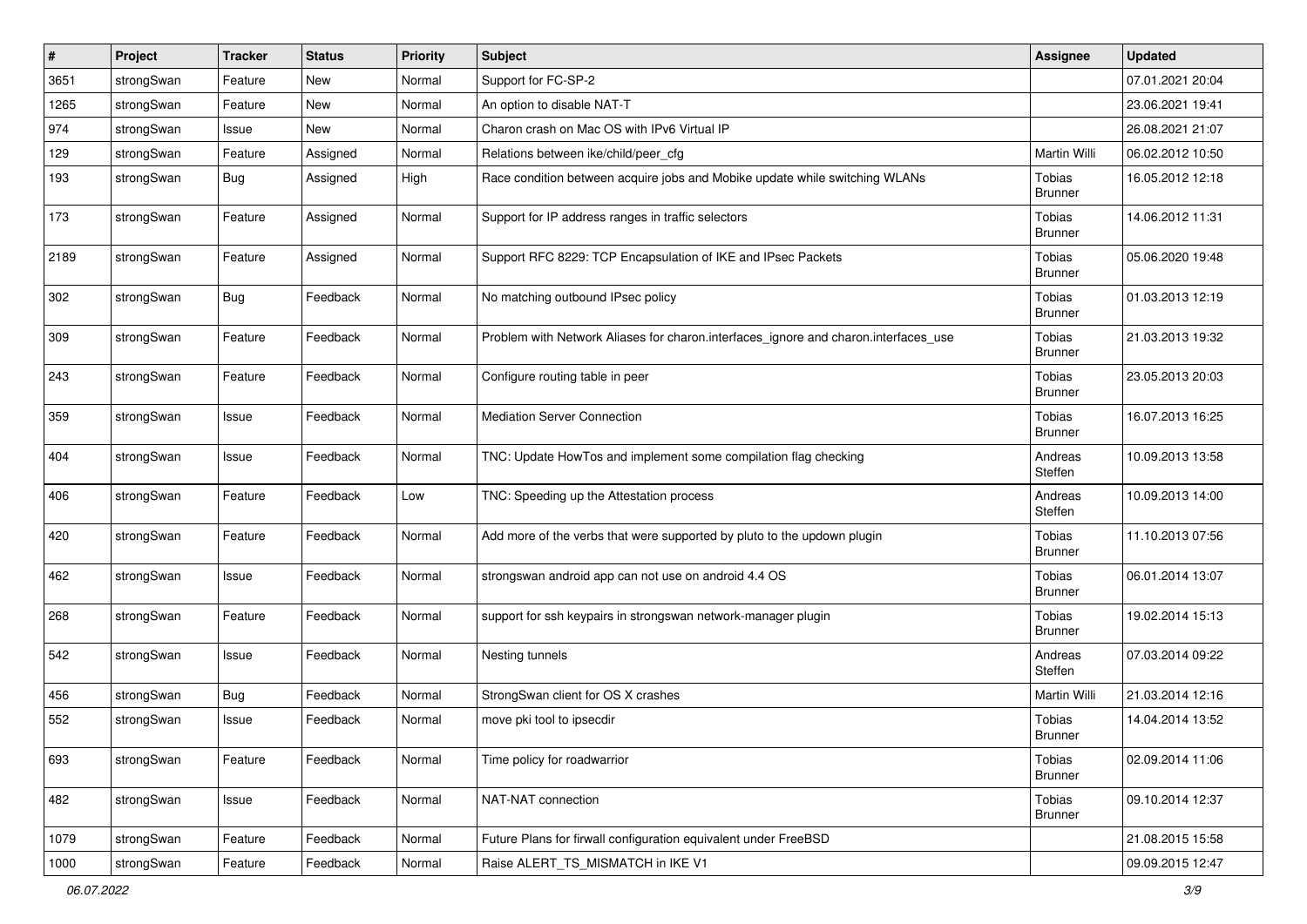| # | Project | Tracker | Status | Priority | Subject | Assignee | Updated |
|---|---|---|---|---|---|---|---|
| 3651 | strongSwan | Feature | New | Normal | Support for FC-SP-2 | | 07.01.2021 20:04 |
| 1265 | strongSwan | Feature | New | Normal | An option to disable NAT-T | | 23.06.2021 19:41 |
| 974 | strongSwan | Issue | New | Normal | Charon crash on Mac OS with IPv6 Virtual IP | | 26.08.2021 21:07 |
| 129 | strongSwan | Feature | Assigned | Normal | Relations between ike/child/peer_cfg | Martin Willi | 06.02.2012 10:50 |
| 193 | strongSwan | Bug | Assigned | High | Race condition between acquire jobs and Mobike update while switching WLANs | Tobias Brunner | 16.05.2012 12:18 |
| 173 | strongSwan | Feature | Assigned | Normal | Support for IP address ranges in traffic selectors | Tobias Brunner | 14.06.2012 11:31 |
| 2189 | strongSwan | Feature | Assigned | Normal | Support RFC 8229: TCP Encapsulation of IKE and IPsec Packets | Tobias Brunner | 05.06.2020 19:48 |
| 302 | strongSwan | Bug | Feedback | Normal | No matching outbound IPsec policy | Tobias Brunner | 01.03.2013 12:19 |
| 309 | strongSwan | Feature | Feedback | Normal | Problem with Network Aliases for charon.interfaces_ignore and charon.interfaces_use | Tobias Brunner | 21.03.2013 19:32 |
| 243 | strongSwan | Feature | Feedback | Normal | Configure routing table in peer | Tobias Brunner | 23.05.2013 20:03 |
| 359 | strongSwan | Issue | Feedback | Normal | Mediation Server Connection | Tobias Brunner | 16.07.2013 16:25 |
| 404 | strongSwan | Issue | Feedback | Normal | TNC: Update HowTos and implement some compilation flag checking | Andreas Steffen | 10.09.2013 13:58 |
| 406 | strongSwan | Feature | Feedback | Low | TNC: Speeding up the Attestation process | Andreas Steffen | 10.09.2013 14:00 |
| 420 | strongSwan | Feature | Feedback | Normal | Add more of the verbs that were supported by pluto to the updown plugin | Tobias Brunner | 11.10.2013 07:56 |
| 462 | strongSwan | Issue | Feedback | Normal | strongswan android app can not use on android 4.4 OS | Tobias Brunner | 06.01.2014 13:07 |
| 268 | strongSwan | Feature | Feedback | Normal | support for ssh keypairs in strongswan network-manager plugin | Tobias Brunner | 19.02.2014 15:13 |
| 542 | strongSwan | Issue | Feedback | Normal | Nesting tunnels | Andreas Steffen | 07.03.2014 09:22 |
| 456 | strongSwan | Bug | Feedback | Normal | StrongSwan client for OS X crashes | Martin Willi | 21.03.2014 12:16 |
| 552 | strongSwan | Issue | Feedback | Normal | move pki tool to ipsecdir | Tobias Brunner | 14.04.2014 13:52 |
| 693 | strongSwan | Feature | Feedback | Normal | Time policy for roadwarrior | Tobias Brunner | 02.09.2014 11:06 |
| 482 | strongSwan | Issue | Feedback | Normal | NAT-NAT connection | Tobias Brunner | 09.10.2014 12:37 |
| 1079 | strongSwan | Feature | Feedback | Normal | Future Plans for firwall configuration equivalent under FreeBSD | | 21.08.2015 15:58 |
| 1000 | strongSwan | Feature | Feedback | Normal | Raise ALERT_TS_MISMATCH in IKE V1 | | 09.09.2015 12:47 |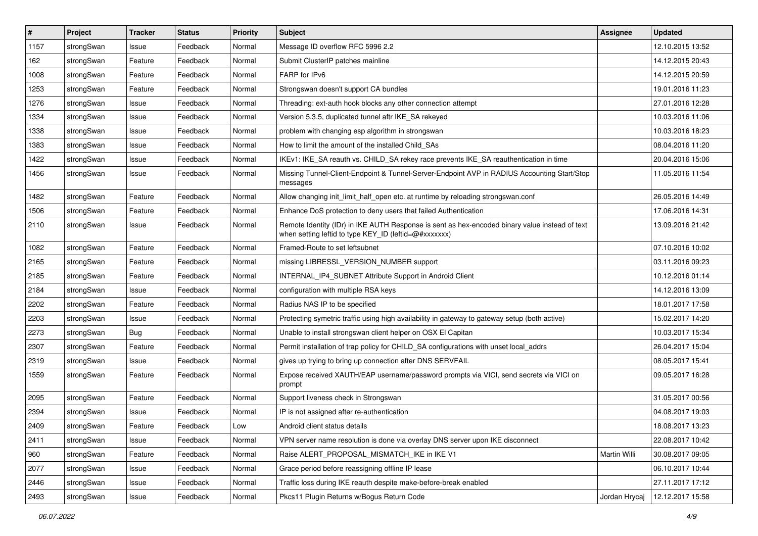| # | Project | Tracker | Status | Priority | Subject | Assignee | Updated |
|---|---|---|---|---|---|---|---|
| 1157 | strongSwan | Issue | Feedback | Normal | Message ID overflow RFC 5996 2.2 | | 12.10.2015 13:52 |
| 162 | strongSwan | Feature | Feedback | Normal | Submit ClusterIP patches mainline | | 14.12.2015 20:43 |
| 1008 | strongSwan | Feature | Feedback | Normal | FARP for IPv6 | | 14.12.2015 20:59 |
| 1253 | strongSwan | Feature | Feedback | Normal | Strongswan doesn't support CA bundles | | 19.01.2016 11:23 |
| 1276 | strongSwan | Issue | Feedback | Normal | Threading: ext-auth hook blocks any other connection attempt | | 27.01.2016 12:28 |
| 1334 | strongSwan | Issue | Feedback | Normal | Version 5.3.5, duplicated tunnel aftr IKE_SA rekeyed | | 10.03.2016 11:06 |
| 1338 | strongSwan | Issue | Feedback | Normal | problem with changing esp algorithm in strongswan | | 10.03.2016 18:23 |
| 1383 | strongSwan | Issue | Feedback | Normal | How to limit the amount of the installed Child_SAs | | 08.04.2016 11:20 |
| 1422 | strongSwan | Issue | Feedback | Normal | IKEv1: IKE_SA reauth vs. CHILD_SA rekey race prevents IKE_SA reauthentication in time | | 20.04.2016 15:06 |
| 1456 | strongSwan | Issue | Feedback | Normal | Missing Tunnel-Client-Endpoint & Tunnel-Server-Endpoint AVP in RADIUS Accounting Start/Stop messages | | 11.05.2016 11:54 |
| 1482 | strongSwan | Feature | Feedback | Normal | Allow changing init_limit_half_open etc. at runtime by reloading strongswan.conf | | 26.05.2016 14:49 |
| 1506 | strongSwan | Feature | Feedback | Normal | Enhance DoS protection to deny users that failed Authentication | | 17.06.2016 14:31 |
| 2110 | strongSwan | Issue | Feedback | Normal | Remote Identity (IDr) in IKE AUTH Response is sent as hex-encoded binary value instead of text when setting leftid to type KEY_ID (leftid=@#xxxxxxx) | | 13.09.2016 21:42 |
| 1082 | strongSwan | Feature | Feedback | Normal | Framed-Route to set leftsubnet | | 07.10.2016 10:02 |
| 2165 | strongSwan | Feature | Feedback | Normal | missing LIBRESSL_VERSION_NUMBER support | | 03.11.2016 09:23 |
| 2185 | strongSwan | Feature | Feedback | Normal | INTERNAL_IP4_SUBNET Attribute Support in Android Client | | 10.12.2016 01:14 |
| 2184 | strongSwan | Issue | Feedback | Normal | configuration with multiple RSA keys | | 14.12.2016 13:09 |
| 2202 | strongSwan | Feature | Feedback | Normal | Radius NAS IP to be specified | | 18.01.2017 17:58 |
| 2203 | strongSwan | Issue | Feedback | Normal | Protecting symetric traffic using high availability in gateway to gateway setup (both active) | | 15.02.2017 14:20 |
| 2273 | strongSwan | Bug | Feedback | Normal | Unable to install strongswan client helper on OSX El Capitan | | 10.03.2017 15:34 |
| 2307 | strongSwan | Feature | Feedback | Normal | Permit installation of trap policy for CHILD_SA configurations with unset local_addrs | | 26.04.2017 15:04 |
| 2319 | strongSwan | Issue | Feedback | Normal | gives up trying to bring up connection after DNS SERVFAIL | | 08.05.2017 15:41 |
| 1559 | strongSwan | Feature | Feedback | Normal | Expose received XAUTH/EAP username/password prompts via VICI, send secrets via VICI on prompt | | 09.05.2017 16:28 |
| 2095 | strongSwan | Feature | Feedback | Normal | Support liveness check in Strongswan | | 31.05.2017 00:56 |
| 2394 | strongSwan | Issue | Feedback | Normal | IP is not assigned after re-authentication | | 04.08.2017 19:03 |
| 2409 | strongSwan | Feature | Feedback | Low | Android client status details | | 18.08.2017 13:23 |
| 2411 | strongSwan | Issue | Feedback | Normal | VPN server name resolution is done via overlay DNS server upon IKE disconnect | | 22.08.2017 10:42 |
| 960 | strongSwan | Feature | Feedback | Normal | Raise ALERT_PROPOSAL_MISMATCH_IKE in IKE V1 | Martin Willi | 30.08.2017 09:05 |
| 2077 | strongSwan | Issue | Feedback | Normal | Grace period before reassigning offline IP lease | | 06.10.2017 10:44 |
| 2446 | strongSwan | Issue | Feedback | Normal | Traffic loss during IKE reauth despite make-before-break enabled | | 27.11.2017 17:12 |
| 2493 | strongSwan | Issue | Feedback | Normal | Pkcs11 Plugin Returns w/Bogus Return Code | Jordan Hrycaj | 12.12.2017 15:58 |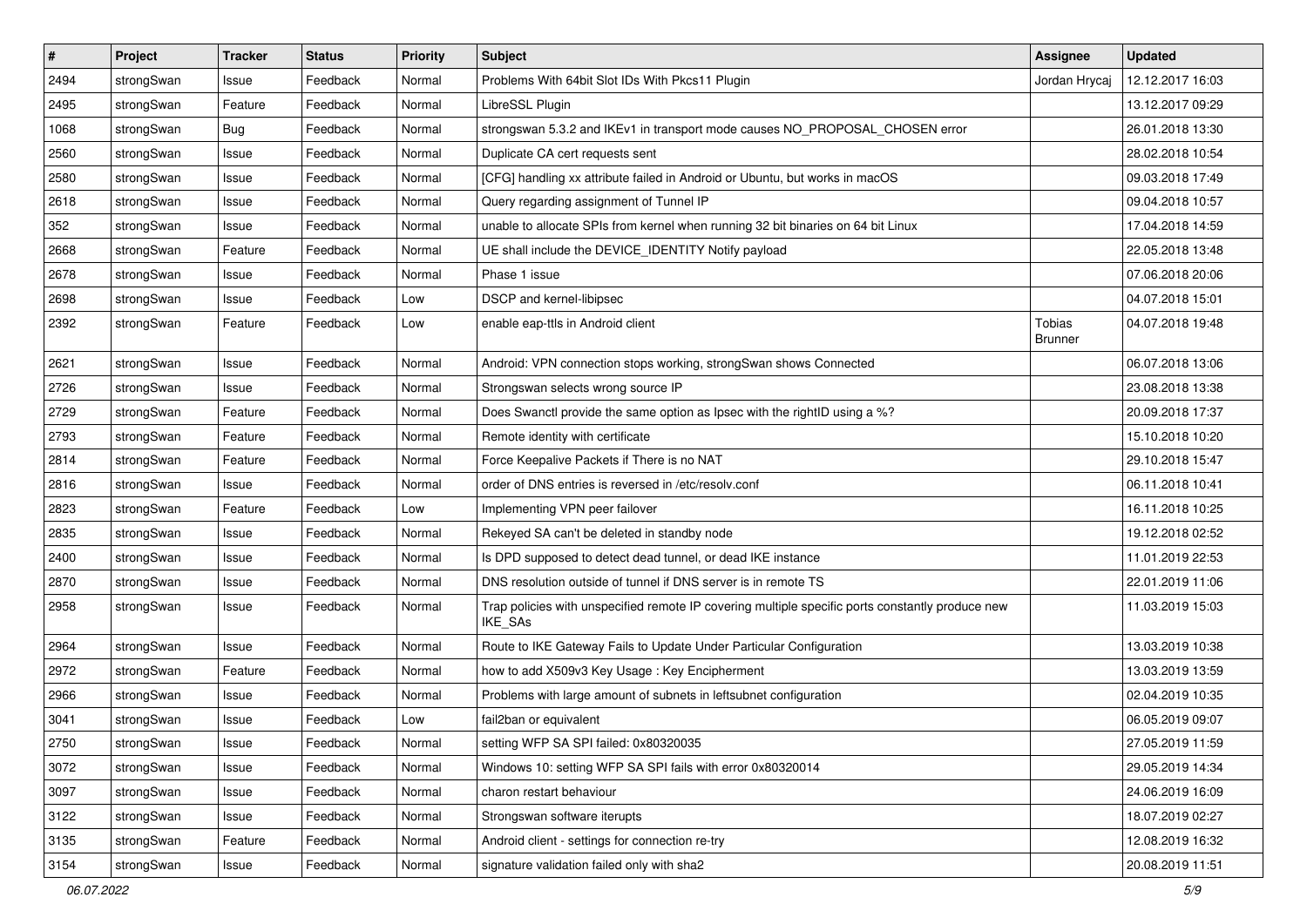| # | Project | Tracker | Status | Priority | Subject | Assignee | Updated |
|---|---|---|---|---|---|---|---|
| 2494 | strongSwan | Issue | Feedback | Normal | Problems With 64bit Slot IDs With Pkcs11 Plugin | Jordan Hrycaj | 12.12.2017 16:03 |
| 2495 | strongSwan | Feature | Feedback | Normal | LibreSSL Plugin | | 13.12.2017 09:29 |
| 1068 | strongSwan | Bug | Feedback | Normal | strongswan 5.3.2 and IKEv1 in transport mode causes NO_PROPOSAL_CHOSEN error | | 26.01.2018 13:30 |
| 2560 | strongSwan | Issue | Feedback | Normal | Duplicate CA cert requests sent | | 28.02.2018 10:54 |
| 2580 | strongSwan | Issue | Feedback | Normal | [CFG] handling xx attribute failed in Android or Ubuntu, but works in macOS | | 09.03.2018 17:49 |
| 2618 | strongSwan | Issue | Feedback | Normal | Query regarding assignment of Tunnel IP | | 09.04.2018 10:57 |
| 352 | strongSwan | Issue | Feedback | Normal | unable to allocate SPIs from kernel when running 32 bit binaries on 64 bit Linux | | 17.04.2018 14:59 |
| 2668 | strongSwan | Feature | Feedback | Normal | UE shall include the DEVICE_IDENTITY Notify payload | | 22.05.2018 13:48 |
| 2678 | strongSwan | Issue | Feedback | Normal | Phase 1 issue | | 07.06.2018 20:06 |
| 2698 | strongSwan | Issue | Feedback | Low | DSCP and kernel-libipsec | | 04.07.2018 15:01 |
| 2392 | strongSwan | Feature | Feedback | Low | enable eap-ttls in Android client | Tobias Brunner | 04.07.2018 19:48 |
| 2621 | strongSwan | Issue | Feedback | Normal | Android: VPN connection stops working, strongSwan shows Connected | | 06.07.2018 13:06 |
| 2726 | strongSwan | Issue | Feedback | Normal | Strongswan selects wrong source IP | | 23.08.2018 13:38 |
| 2729 | strongSwan | Feature | Feedback | Normal | Does Swanctl provide the same option as Ipsec with the rightID using a %? | | 20.09.2018 17:37 |
| 2793 | strongSwan | Feature | Feedback | Normal | Remote identity with certificate | | 15.10.2018 10:20 |
| 2814 | strongSwan | Feature | Feedback | Normal | Force Keepalive Packets if There is no NAT | | 29.10.2018 15:47 |
| 2816 | strongSwan | Issue | Feedback | Normal | order of DNS entries is reversed in /etc/resolv.conf | | 06.11.2018 10:41 |
| 2823 | strongSwan | Feature | Feedback | Low | Implementing VPN peer failover | | 16.11.2018 10:25 |
| 2835 | strongSwan | Issue | Feedback | Normal | Rekeyed SA can't be deleted in standby node | | 19.12.2018 02:52 |
| 2400 | strongSwan | Issue | Feedback | Normal | Is DPD supposed to detect dead tunnel, or dead IKE instance | | 11.01.2019 22:53 |
| 2870 | strongSwan | Issue | Feedback | Normal | DNS resolution outside of tunnel if DNS server is in remote TS | | 22.01.2019 11:06 |
| 2958 | strongSwan | Issue | Feedback | Normal | Trap policies with unspecified remote IP covering multiple specific ports constantly produce new IKE_SAs | | 11.03.2019 15:03 |
| 2964 | strongSwan | Issue | Feedback | Normal | Route to IKE Gateway Fails to Update Under Particular Configuration | | 13.03.2019 10:38 |
| 2972 | strongSwan | Feature | Feedback | Normal | how to add X509v3 Key Usage : Key Encipherment | | 13.03.2019 13:59 |
| 2966 | strongSwan | Issue | Feedback | Normal | Problems with large amount of subnets in leftsubnet configuration | | 02.04.2019 10:35 |
| 3041 | strongSwan | Issue | Feedback | Low | fail2ban or equivalent | | 06.05.2019 09:07 |
| 2750 | strongSwan | Issue | Feedback | Normal | setting WFP SA SPI failed: 0x80320035 | | 27.05.2019 11:59 |
| 3072 | strongSwan | Issue | Feedback | Normal | Windows 10: setting WFP SA SPI fails with error 0x80320014 | | 29.05.2019 14:34 |
| 3097 | strongSwan | Issue | Feedback | Normal | charon restart behaviour | | 24.06.2019 16:09 |
| 3122 | strongSwan | Issue | Feedback | Normal | Strongswan software iterupts | | 18.07.2019 02:27 |
| 3135 | strongSwan | Feature | Feedback | Normal | Android client - settings for connection re-try | | 12.08.2019 16:32 |
| 3154 | strongSwan | Issue | Feedback | Normal | signature validation failed only with sha2 | | 20.08.2019 11:51 |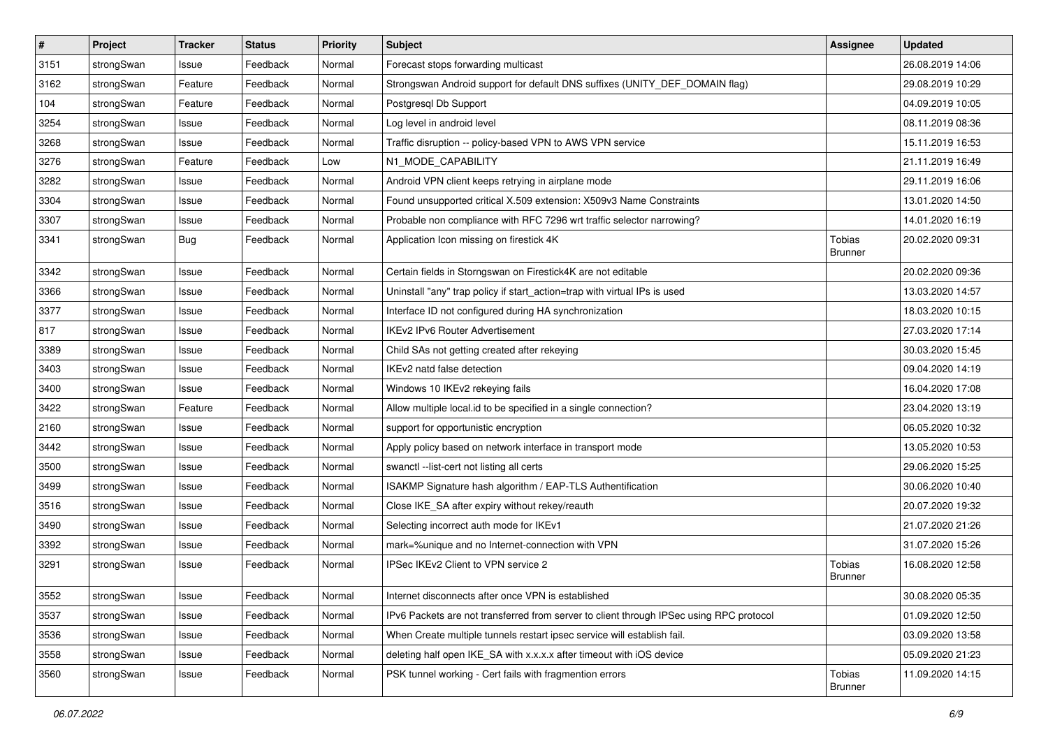| # | Project | Tracker | Status | Priority | Subject | Assignee | Updated |
|---|---|---|---|---|---|---|---|
| 3151 | strongSwan | Issue | Feedback | Normal | Forecast stops forwarding multicast | | 26.08.2019 14:06 |
| 3162 | strongSwan | Feature | Feedback | Normal | Strongswan Android support for default DNS suffixes (UNITY_DEF_DOMAIN flag) | | 29.08.2019 10:29 |
| 104 | strongSwan | Feature | Feedback | Normal | Postgresql Db Support | | 04.09.2019 10:05 |
| 3254 | strongSwan | Issue | Feedback | Normal | Log level in android level | | 08.11.2019 08:36 |
| 3268 | strongSwan | Issue | Feedback | Normal | Traffic disruption -- policy-based VPN to AWS VPN service | | 15.11.2019 16:53 |
| 3276 | strongSwan | Feature | Feedback | Low | N1_MODE_CAPABILITY | | 21.11.2019 16:49 |
| 3282 | strongSwan | Issue | Feedback | Normal | Android VPN client keeps retrying in airplane mode | | 29.11.2019 16:06 |
| 3304 | strongSwan | Issue | Feedback | Normal | Found unsupported critical X.509 extension: X509v3 Name Constraints | | 13.01.2020 14:50 |
| 3307 | strongSwan | Issue | Feedback | Normal | Probable non compliance with RFC 7296 wrt traffic selector narrowing? | | 14.01.2020 16:19 |
| 3341 | strongSwan | Bug | Feedback | Normal | Application Icon missing on firestick 4K | Tobias Brunner | 20.02.2020 09:31 |
| 3342 | strongSwan | Issue | Feedback | Normal | Certain fields in Storngswan on Firestick4K are not editable | | 20.02.2020 09:36 |
| 3366 | strongSwan | Issue | Feedback | Normal | Uninstall "any" trap policy if start_action=trap with virtual IPs is used | | 13.03.2020 14:57 |
| 3377 | strongSwan | Issue | Feedback | Normal | Interface ID not configured during HA synchronization | | 18.03.2020 10:15 |
| 817 | strongSwan | Issue | Feedback | Normal | IKEv2 IPv6 Router Advertisement | | 27.03.2020 17:14 |
| 3389 | strongSwan | Issue | Feedback | Normal | Child SAs not getting created after rekeying | | 30.03.2020 15:45 |
| 3403 | strongSwan | Issue | Feedback | Normal | IKEv2 natd false detection | | 09.04.2020 14:19 |
| 3400 | strongSwan | Issue | Feedback | Normal | Windows 10 IKEv2 rekeying fails | | 16.04.2020 17:08 |
| 3422 | strongSwan | Feature | Feedback | Normal | Allow multiple local.id to be specified in a single connection? | | 23.04.2020 13:19 |
| 2160 | strongSwan | Issue | Feedback | Normal | support for opportunistic encryption | | 06.05.2020 10:32 |
| 3442 | strongSwan | Issue | Feedback | Normal | Apply policy based on network interface in transport mode | | 13.05.2020 10:53 |
| 3500 | strongSwan | Issue | Feedback | Normal | swanctl --list-cert not listing all certs | | 29.06.2020 15:25 |
| 3499 | strongSwan | Issue | Feedback | Normal | ISAKMP Signature hash algorithm / EAP-TLS Authentification | | 30.06.2020 10:40 |
| 3516 | strongSwan | Issue | Feedback | Normal | Close IKE_SA after expiry without rekey/reauth | | 20.07.2020 19:32 |
| 3490 | strongSwan | Issue | Feedback | Normal | Selecting incorrect auth mode for IKEv1 | | 21.07.2020 21:26 |
| 3392 | strongSwan | Issue | Feedback | Normal | mark=%unique and no Internet-connection with VPN | | 31.07.2020 15:26 |
| 3291 | strongSwan | Issue | Feedback | Normal | IPSec IKEv2 Client to VPN service 2 | Tobias Brunner | 16.08.2020 12:58 |
| 3552 | strongSwan | Issue | Feedback | Normal | Internet disconnects after once VPN is established | | 30.08.2020 05:35 |
| 3537 | strongSwan | Issue | Feedback | Normal | IPv6 Packets are not transferred from server to client through IPSec using RPC protocol | | 01.09.2020 12:50 |
| 3536 | strongSwan | Issue | Feedback | Normal | When Create multiple tunnels restart ipsec service will establish fail. | | 03.09.2020 13:58 |
| 3558 | strongSwan | Issue | Feedback | Normal | deleting half open IKE_SA with x.x.x.x after timeout with iOS device | | 05.09.2020 21:23 |
| 3560 | strongSwan | Issue | Feedback | Normal | PSK tunnel working - Cert fails with fragmention errors | Tobias Brunner | 11.09.2020 14:15 |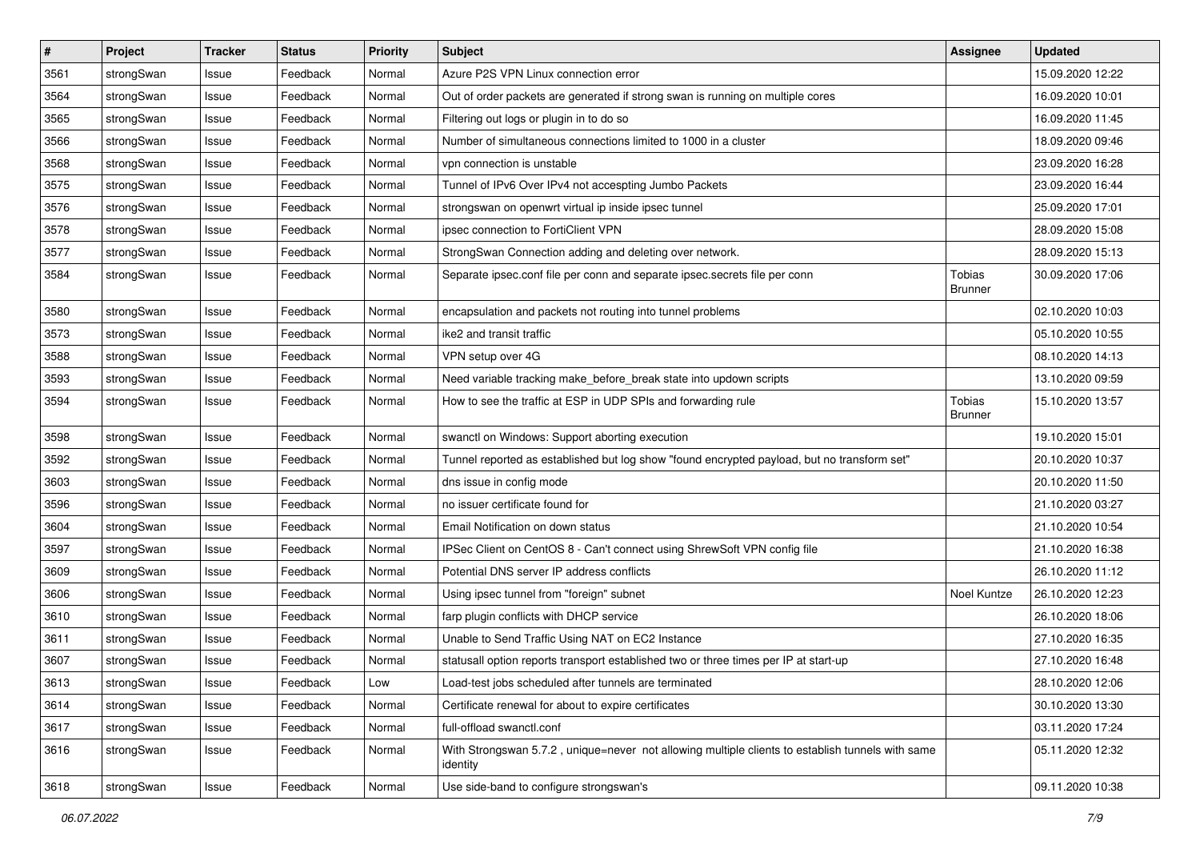| # | Project | Tracker | Status | Priority | Subject | Assignee | Updated |
| --- | --- | --- | --- | --- | --- | --- | --- |
| 3561 | strongSwan | Issue | Feedback | Normal | Azure P2S VPN Linux connection error | | 15.09.2020 12:22 |
| 3564 | strongSwan | Issue | Feedback | Normal | Out of order packets are generated if strong swan is running on multiple cores | | 16.09.2020 10:01 |
| 3565 | strongSwan | Issue | Feedback | Normal | Filtering out logs or plugin in to do so | | 16.09.2020 11:45 |
| 3566 | strongSwan | Issue | Feedback | Normal | Number of simultaneous connections limited to 1000 in a cluster | | 18.09.2020 09:46 |
| 3568 | strongSwan | Issue | Feedback | Normal | vpn connection is unstable | | 23.09.2020 16:28 |
| 3575 | strongSwan | Issue | Feedback | Normal | Tunnel of IPv6 Over IPv4 not accespting Jumbo Packets | | 23.09.2020 16:44 |
| 3576 | strongSwan | Issue | Feedback | Normal | strongswan on openwrt virtual ip inside ipsec tunnel | | 25.09.2020 17:01 |
| 3578 | strongSwan | Issue | Feedback | Normal | ipsec connection to FortiClient VPN | | 28.09.2020 15:08 |
| 3577 | strongSwan | Issue | Feedback | Normal | StrongSwan Connection adding and deleting over network. | | 28.09.2020 15:13 |
| 3584 | strongSwan | Issue | Feedback | Normal | Separate ipsec.conf file per conn and separate ipsec.secrets file per conn | Tobias Brunner | 30.09.2020 17:06 |
| 3580 | strongSwan | Issue | Feedback | Normal | encapsulation and packets not routing into tunnel problems | | 02.10.2020 10:03 |
| 3573 | strongSwan | Issue | Feedback | Normal | ike2 and transit traffic | | 05.10.2020 10:55 |
| 3588 | strongSwan | Issue | Feedback | Normal | VPN setup over 4G | | 08.10.2020 14:13 |
| 3593 | strongSwan | Issue | Feedback | Normal | Need variable tracking make_before_break state into updown scripts | | 13.10.2020 09:59 |
| 3594 | strongSwan | Issue | Feedback | Normal | How to see the traffic at ESP in UDP SPIs and forwarding rule | Tobias Brunner | 15.10.2020 13:57 |
| 3598 | strongSwan | Issue | Feedback | Normal | swanctl on Windows: Support aborting execution | | 19.10.2020 15:01 |
| 3592 | strongSwan | Issue | Feedback | Normal | Tunnel reported as established but log show "found encrypted payload, but no transform set" | | 20.10.2020 10:37 |
| 3603 | strongSwan | Issue | Feedback | Normal | dns issue in config mode | | 20.10.2020 11:50 |
| 3596 | strongSwan | Issue | Feedback | Normal | no issuer certificate found for | | 21.10.2020 03:27 |
| 3604 | strongSwan | Issue | Feedback | Normal | Email Notification on down status | | 21.10.2020 10:54 |
| 3597 | strongSwan | Issue | Feedback | Normal | IPSec Client on CentOS 8 - Can't connect using ShrewSoft VPN config file | | 21.10.2020 16:38 |
| 3609 | strongSwan | Issue | Feedback | Normal | Potential DNS server IP address conflicts | | 26.10.2020 11:12 |
| 3606 | strongSwan | Issue | Feedback | Normal | Using ipsec tunnel from "foreign" subnet | Noel Kuntze | 26.10.2020 12:23 |
| 3610 | strongSwan | Issue | Feedback | Normal | farp plugin conflicts with DHCP service | | 26.10.2020 18:06 |
| 3611 | strongSwan | Issue | Feedback | Normal | Unable to Send Traffic Using NAT on EC2 Instance | | 27.10.2020 16:35 |
| 3607 | strongSwan | Issue | Feedback | Normal | statusall option reports transport established two or three times per IP at start-up | | 27.10.2020 16:48 |
| 3613 | strongSwan | Issue | Feedback | Low | Load-test jobs scheduled after tunnels are terminated | | 28.10.2020 12:06 |
| 3614 | strongSwan | Issue | Feedback | Normal | Certificate renewal for about to expire certificates | | 30.10.2020 13:30 |
| 3617 | strongSwan | Issue | Feedback | Normal | full-offload swanctl.conf | | 03.11.2020 17:24 |
| 3616 | strongSwan | Issue | Feedback | Normal | With Strongswan 5.7.2 , unique=never not allowing multiple clients to establish tunnels with same identity | | 05.11.2020 12:32 |
| 3618 | strongSwan | Issue | Feedback | Normal | Use side-band to configure strongswan's | | 09.11.2020 10:38 |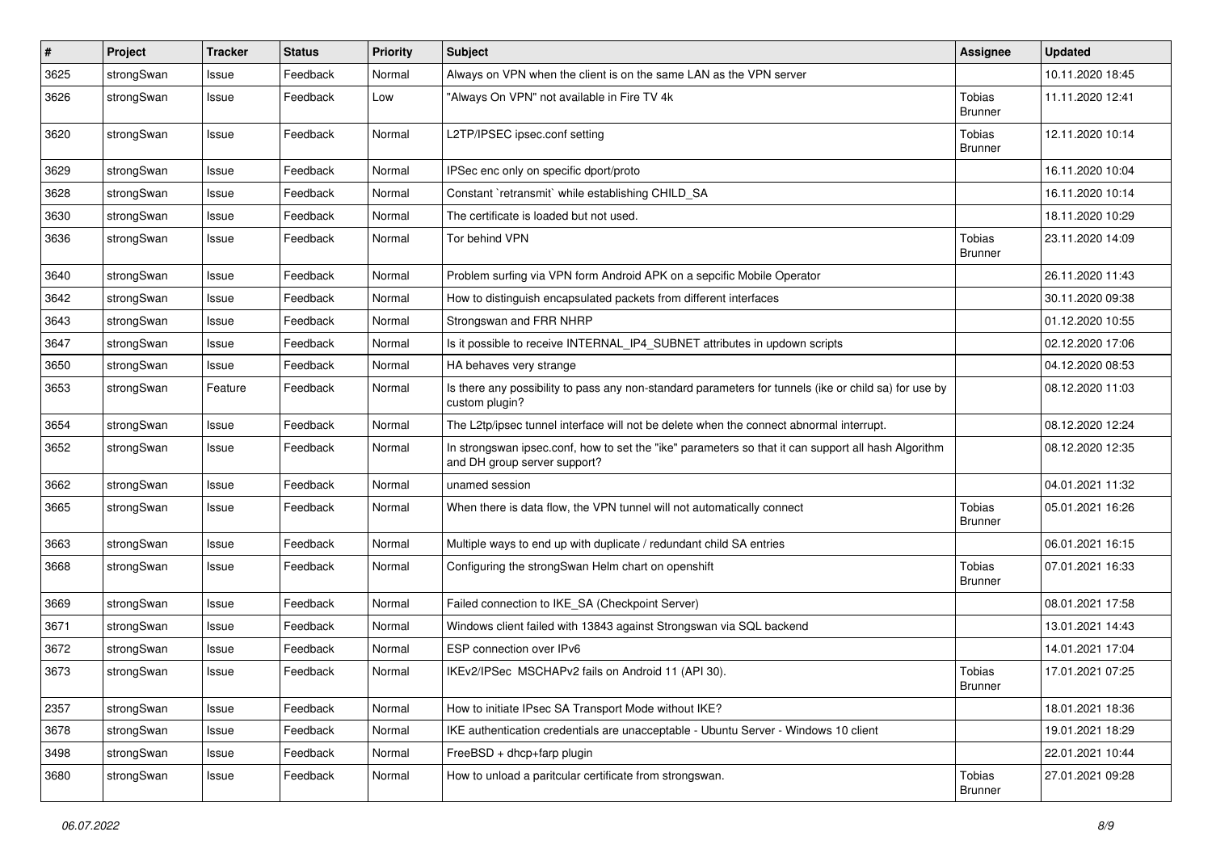| # | Project | Tracker | Status | Priority | Subject | Assignee | Updated |
|---|---|---|---|---|---|---|---|
| 3625 | strongSwan | Issue | Feedback | Normal | Always on VPN when the client is on the same LAN as the VPN server | | 10.11.2020 18:45 |
| 3626 | strongSwan | Issue | Feedback | Low | "Always On VPN" not available in Fire TV 4k | Tobias Brunner | 11.11.2020 12:41 |
| 3620 | strongSwan | Issue | Feedback | Normal | L2TP/IPSEC ipsec.conf setting | Tobias Brunner | 12.11.2020 10:14 |
| 3629 | strongSwan | Issue | Feedback | Normal | IPSec enc only on specific dport/proto | | 16.11.2020 10:04 |
| 3628 | strongSwan | Issue | Feedback | Normal | Constant `retransmit` while establishing CHILD_SA | | 16.11.2020 10:14 |
| 3630 | strongSwan | Issue | Feedback | Normal | The certificate is loaded but not used. | | 18.11.2020 10:29 |
| 3636 | strongSwan | Issue | Feedback | Normal | Tor behind VPN | Tobias Brunner | 23.11.2020 14:09 |
| 3640 | strongSwan | Issue | Feedback | Normal | Problem surfing via VPN form Android APK on a sepcific Mobile Operator | | 26.11.2020 11:43 |
| 3642 | strongSwan | Issue | Feedback | Normal | How to distinguish encapsulated packets from different interfaces | | 30.11.2020 09:38 |
| 3643 | strongSwan | Issue | Feedback | Normal | Strongswan and FRR NHRP | | 01.12.2020 10:55 |
| 3647 | strongSwan | Issue | Feedback | Normal | Is it possible to receive INTERNAL_IP4_SUBNET attributes in updown scripts | | 02.12.2020 17:06 |
| 3650 | strongSwan | Issue | Feedback | Normal | HA behaves very strange | | 04.12.2020 08:53 |
| 3653 | strongSwan | Feature | Feedback | Normal | Is there any possibility to pass any non-standard parameters for tunnels (ike or child sa) for use by custom plugin? | | 08.12.2020 11:03 |
| 3654 | strongSwan | Issue | Feedback | Normal | The L2tp/ipsec tunnel interface will not be delete when the connect abnormal interrupt. | | 08.12.2020 12:24 |
| 3652 | strongSwan | Issue | Feedback | Normal | In strongswan ipsec.conf, how to set the "ike" parameters so that it can support all hash Algorithm and DH group server support? | | 08.12.2020 12:35 |
| 3662 | strongSwan | Issue | Feedback | Normal | unamed session | | 04.01.2021 11:32 |
| 3665 | strongSwan | Issue | Feedback | Normal | When there is data flow, the VPN tunnel will not automatically connect | Tobias Brunner | 05.01.2021 16:26 |
| 3663 | strongSwan | Issue | Feedback | Normal | Multiple ways to end up with duplicate / redundant child SA entries | | 06.01.2021 16:15 |
| 3668 | strongSwan | Issue | Feedback | Normal | Configuring the strongSwan Helm chart on openshift | Tobias Brunner | 07.01.2021 16:33 |
| 3669 | strongSwan | Issue | Feedback | Normal | Failed connection to IKE_SA (Checkpoint Server) | | 08.01.2021 17:58 |
| 3671 | strongSwan | Issue | Feedback | Normal | Windows client failed with 13843 against Strongswan via SQL backend | | 13.01.2021 14:43 |
| 3672 | strongSwan | Issue | Feedback | Normal | ESP connection over IPv6 | | 14.01.2021 17:04 |
| 3673 | strongSwan | Issue | Feedback | Normal | IKEv2/IPSec MSCHAPv2 fails on Android 11 (API 30). | Tobias Brunner | 17.01.2021 07:25 |
| 2357 | strongSwan | Issue | Feedback | Normal | How to initiate IPsec SA Transport Mode without IKE? | | 18.01.2021 18:36 |
| 3678 | strongSwan | Issue | Feedback | Normal | IKE authentication credentials are unacceptable - Ubuntu Server - Windows 10 client | | 19.01.2021 18:29 |
| 3498 | strongSwan | Issue | Feedback | Normal | FreeBSD + dhcp+farp plugin | | 22.01.2021 10:44 |
| 3680 | strongSwan | Issue | Feedback | Normal | How to unload a paritcular certificate from strongswan. | Tobias Brunner | 27.01.2021 09:28 |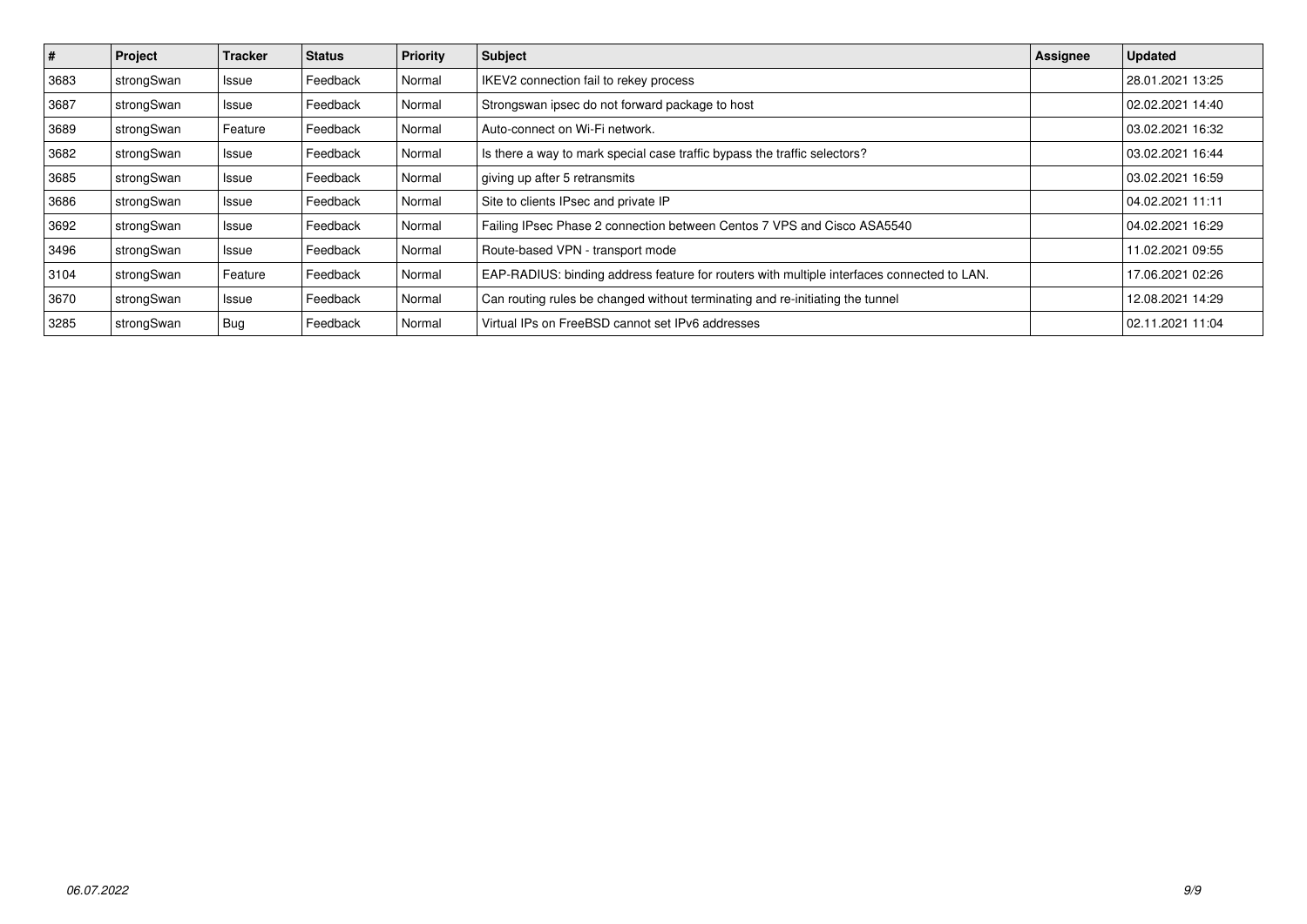| # | Project | Tracker | Status | Priority | Subject | Assignee | Updated |
|---|---|---|---|---|---|---|---|
| 3683 | strongSwan | Issue | Feedback | Normal | IKEV2 connection fail to rekey process | | 28.01.2021 13:25 |
| 3687 | strongSwan | Issue | Feedback | Normal | Strongswan ipsec do not forward package to host | | 02.02.2021 14:40 |
| 3689 | strongSwan | Feature | Feedback | Normal | Auto-connect on Wi-Fi network. | | 03.02.2021 16:32 |
| 3682 | strongSwan | Issue | Feedback | Normal | Is there a way to mark special case traffic bypass the traffic selectors? | | 03.02.2021 16:44 |
| 3685 | strongSwan | Issue | Feedback | Normal | giving up after 5 retransmits | | 03.02.2021 16:59 |
| 3686 | strongSwan | Issue | Feedback | Normal | Site to clients IPsec and private IP | | 04.02.2021 11:11 |
| 3692 | strongSwan | Issue | Feedback | Normal | Failing IPsec Phase 2 connection between Centos 7 VPS and Cisco ASA5540 | | 04.02.2021 16:29 |
| 3496 | strongSwan | Issue | Feedback | Normal | Route-based VPN - transport mode | | 11.02.2021 09:55 |
| 3104 | strongSwan | Feature | Feedback | Normal | EAP-RADIUS: binding address feature for routers with multiple interfaces connected to LAN. | | 17.06.2021 02:26 |
| 3670 | strongSwan | Issue | Feedback | Normal | Can routing rules be changed without terminating and re-initiating the tunnel | | 12.08.2021 14:29 |
| 3285 | strongSwan | Bug | Feedback | Normal | Virtual IPs on FreeBSD cannot set IPv6 addresses | | 02.11.2021 11:04 |